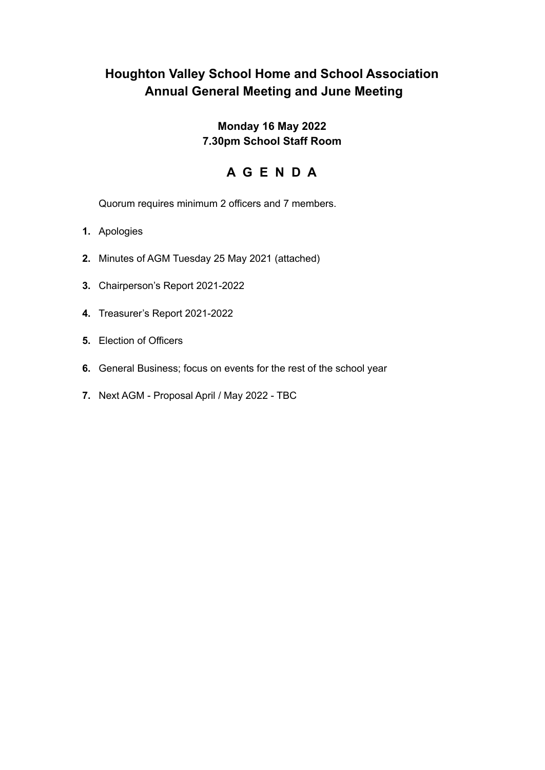# Houghton Valley School Home and School Association
# Annual General Meeting and June Meeting

**Monday 16 May 2022**
**7.30pm School Staff Room**

## A G E N D A

Quorum requires minimum 2 officers and 7 members.

1. Apologies
2. Minutes of AGM Tuesday 25 May 2021 (attached)
3. Chairperson's Report 2021-2022
4. Treasurer's Report 2021-2022
5. Election of Officers
6. General Business; focus on events for the rest of the school year
7. Next AGM - Proposal April / May 2022 - TBC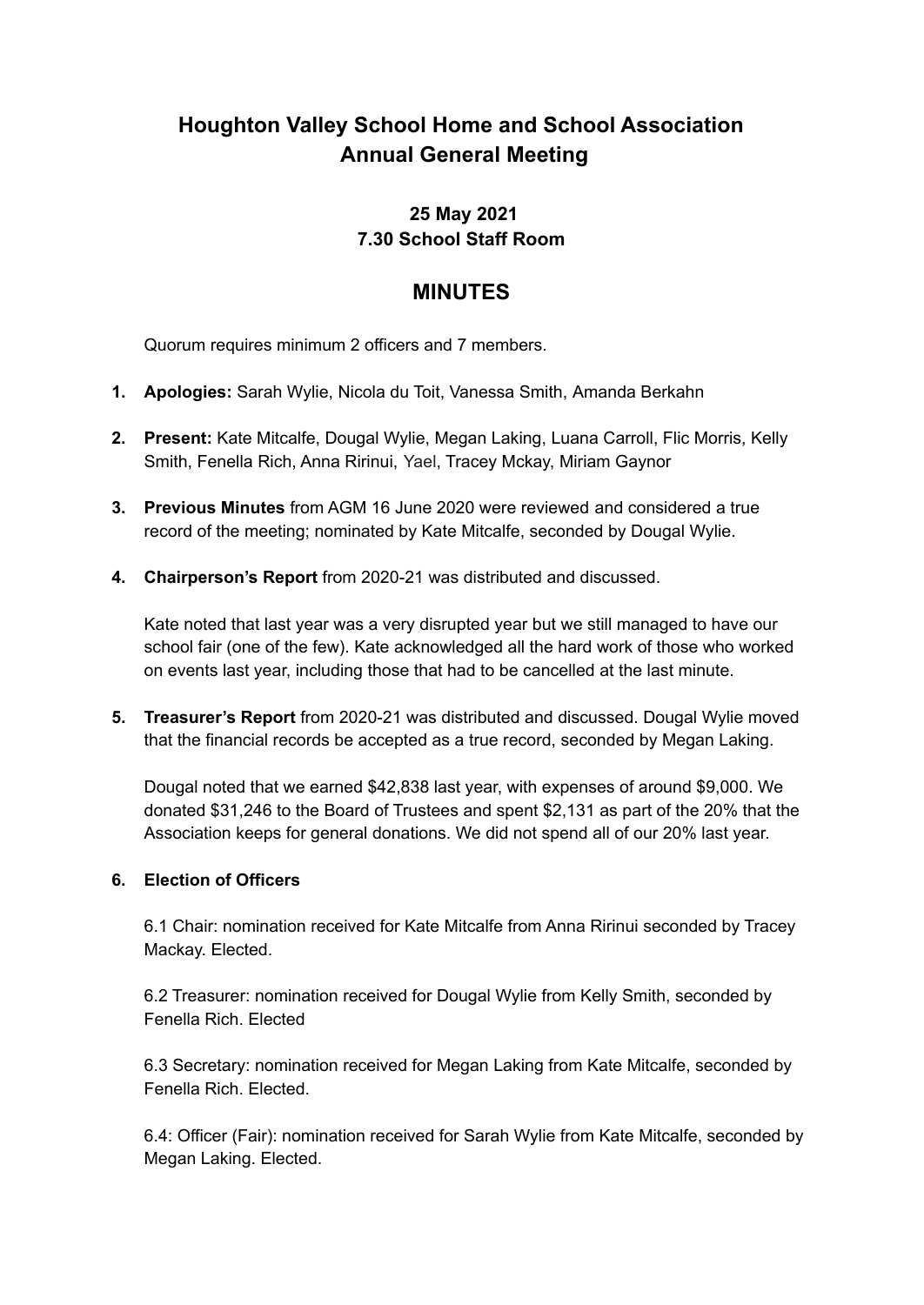# Houghton Valley School Home and School Association
# Annual General Meeting

### 25 May 2021
### 7.30 School Staff Room

## MINUTES

Quorum requires minimum 2 officers and 7 members.

1. **Apologies:** Sarah Wylie, Nicola du Toit, Vanessa Smith, Amanda Berkahn

2. **Present:** Kate Mitcalfe, Dougal Wylie, Megan Laking, Luana Carroll, Flic Morris, Kelly Smith, Fenella Rich, Anna Ririnui, Yael, Tracey Mckay, Miriam Gaynor

3. **Previous Minutes** from AGM 16 June 2020 were reviewed and considered a true record of the meeting; nominated by Kate Mitcalfe, seconded by Dougal Wylie.

4. **Chairperson's Report** from 2020-21 was distributed and discussed.

   Kate noted that last year was a very disrupted year but we still managed to have our school fair (one of the few). Kate acknowledged all the hard work of those who worked on events last year, including those that had to be cancelled at the last minute.

5. **Treasurer's Report** from 2020-21 was distributed and discussed. Dougal Wylie moved that the financial records be accepted as a true record, seconded by Megan Laking.

   Dougal noted that we earned $42,838 last year, with expenses of around $9,000. We donated $31,246 to the Board of Trustees and spent $2,131 as part of the 20% that the Association keeps for general donations. We did not spend all of our 20% last year.

6. **Election of Officers**

   6.1 Chair: nomination received for Kate Mitcalfe from Anna Ririnui seconded by Tracey Mackay. Elected.

   6.2 Treasurer: nomination received for Dougal Wylie from Kelly Smith, seconded by Fenella Rich. Elected

   6.3 Secretary: nomination received for Megan Laking from Kate Mitcalfe, seconded by Fenella Rich. Elected.

   6.4: Officer (Fair): nomination received for Sarah Wylie from Kate Mitcalfe, seconded by Megan Laking. Elected.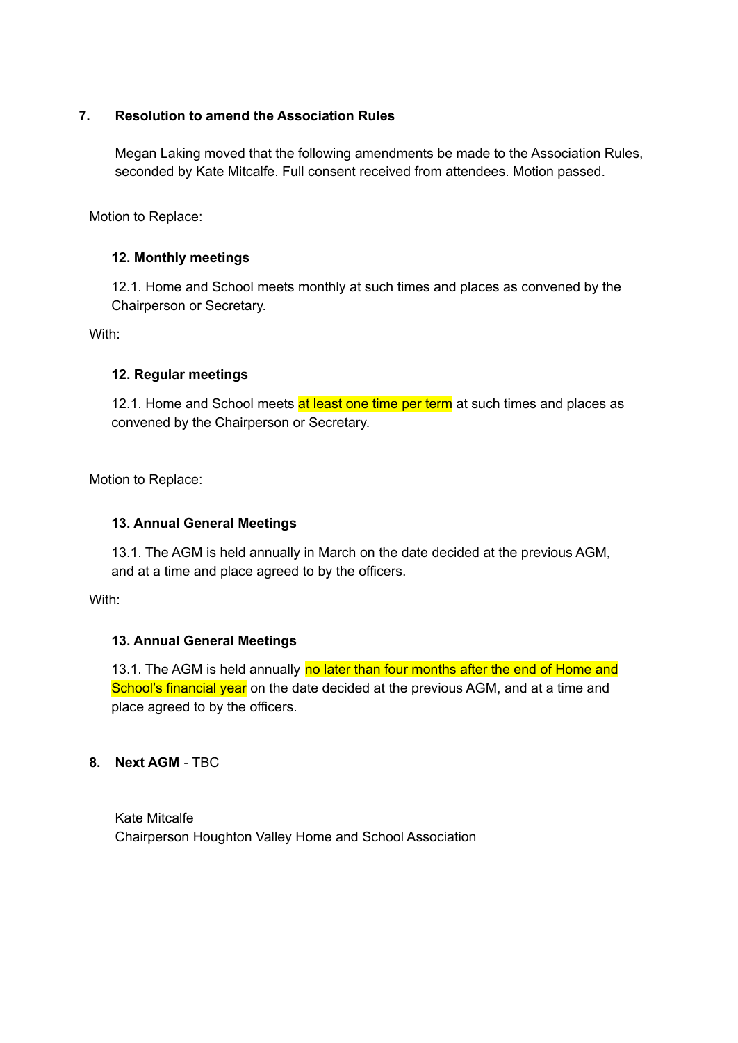**7. Resolution to amend the Association Rules**

Megan Laking moved that the following amendments be made to the Association Rules, seconded by Kate Mitcalfe. Full consent received from attendees. Motion passed.

Motion to Replace:

**12. Monthly meetings**

12.1. Home and School meets monthly at such times and places as convened by the Chairperson or Secretary.

With:

**12. Regular meetings**

12.1. Home and School meets at least one time per term at such times and places as convened by the Chairperson or Secretary.

Motion to Replace:

**13. Annual General Meetings**

13.1. The AGM is held annually in March on the date decided at the previous AGM, and at a time and place agreed to by the officers.

With:

**13. Annual General Meetings**

13.1. The AGM is held annually no later than four months after the end of Home and School's financial year on the date decided at the previous AGM, and at a time and place agreed to by the officers.

**8. Next AGM** - TBC

Kate Mitcalfe
Chairperson Houghton Valley Home and School Association